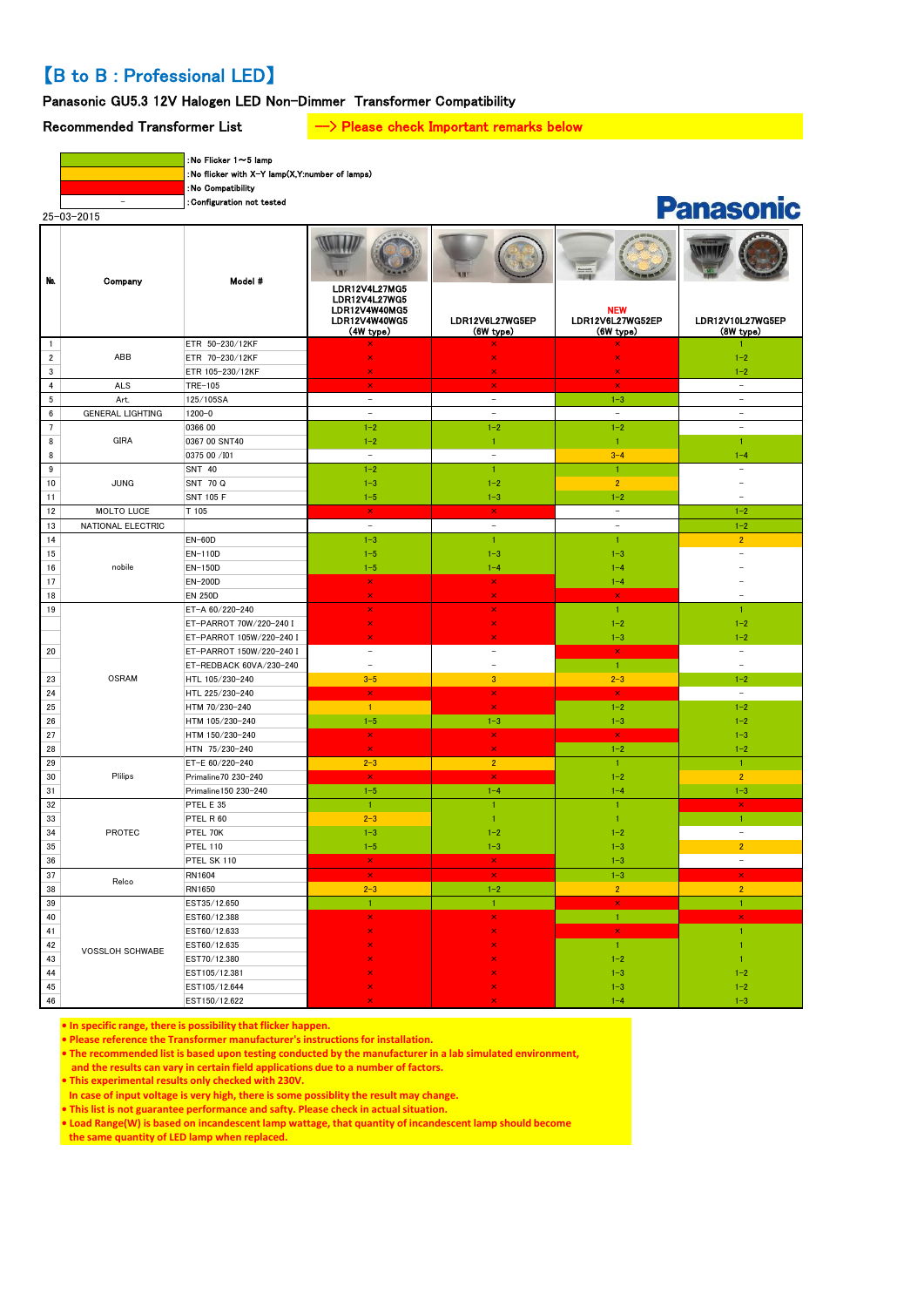# 【B to B : Professional LED】

## Panasonic GU5.3 12V Halogen LED Non-Dimmer Transformer Compatibility

**Recommended Transformer List** —> Please check Important remarks below

| Legend | Meaning |
|---|---|
| (green) | :No Flicker 1～5 lamp |
| (yellow) | :No flicker with X-Y lamp(X,Y:number of lamps) |
| (red) | :No Compatibility |
| － | :Configuration not tested |

25-03-2015

Panasonic

| No. | Company | Model # | LDR12V4L27MG5 LDR12V4L27WG5 LDR12V4W40MG5 LDR12V4W40WG5 (4W type) | LDR12V6L27WG5EP (6W type) | NEW LDR12V6L27WG52EP (6W type) | LDR12V10L27WG5EP (8W type) |
|---|---|---|---|---|---|---|
| 1 | ABB | ETR 50-230/12KF | × | × | × | 1 |
| 2 | | ETR 70-230/12KF | × | × | × | 1-2 |
| 3 | | ETR 105-230/12KF | × | × | × | 1-2 |
| 4 | ALS | TRE-105 | × | × | × | － |
| 5 | Art. | 125/105SA | － | － | 1-3 | － |
| 6 | GENERAL LIGHTING | 1200-0 | － | － | － | － |
| 7 | GIRA | 0366 00 | 1-2 | 1-2 | 1-2 | － |
| 8 | | 0367 00 SNT40 | 1-2 | 1 | 1 | 1 |
| 8 | | 0375 00 /I01 | － | － | 3-4 | 1-4 |
| 9 | JUNG | SNT 40 | 1-2 | 1 | 1 | － |
| 10 | | SNT 70 Q | 1-3 | 1-2 | 2 | － |
| 11 | | SNT 105 F | 1-5 | 1-3 | 1-2 | － |
| 12 | MOLTO LUCE | T 105 | × | × | － | 1-2 |
| 13 | NATIONAL ELECTRIC | | － | － | － | 1-2 |
| 14 | nobile | EN-60D | 1-3 | 1 | 1 | 2 |
| 15 | | EN-110D | 1-5 | 1-3 | 1-3 | － |
| 16 | | EN-150D | 1-5 | 1-4 | 1-4 | － |
| 17 | | EN-200D | × | × | 1-4 | － |
| 18 | | EN 250D | × | × | × | － |
| 19 | OSRAM | ET-A 60/220-240 | × | × | 1 | 1 |
| | | ET-PARROT 70W/220-240 I | × | × | 1-2 | 1-2 |
| | | ET-PARROT 105W/220-240 I | × | × | 1-3 | 1-2 |
| 20 | | ET-PARROT 150W/220-240 I | － | － | × | － |
| | | ET-REDBACK 60VA/230-240 | － | － | 1 | － |
| 23 | | HTL 105/230-240 | 3-5 | 3 | 2-3 | 1-2 |
| 24 | | HTL 225/230-240 | × | × | × | － |
| 25 | | HTM 70/230-240 | 1 | × | 1-2 | 1-2 |
| 26 | | HTM 105/230-240 | 1-5 | 1-3 | 1-3 | 1-2 |
| 27 | | HTM 150/230-240 | × | × | × | 1-3 |
| 28 | | HTN 75/230-240 | × | × | 1-2 | 1-2 |
| 29 | Pilips | ET-E 60/220-240 | 2-3 | 2 | 1 | 1 |
| 30 | | Primaline70 230-240 | × | × | 1-2 | 2 |
| 31 | | Primaline150 230-240 | 1-5 | 1-4 | 1-4 | 1-3 |
| 32 | PROTEC | PTEL E 35 | 1 | 1 | 1 | × |
| 33 | | PTEL R 60 | 2-3 | 1 | 1 | 1 |
| 34 | | PTEL 70K | 1-3 | 1-2 | 1-2 | － |
| 35 | | PTEL 110 | 1-5 | 1-3 | 1-3 | 2 |
| 36 | | PTEL SK 110 | × | × | 1-3 | － |
| 37 | Relco | RN1604 | × | × | 1-3 | × |
| 38 | | RN1650 | 2-3 | 1-2 | 2 | 2 |
| 39 | VOSSLOH SCHWABE | EST35/12.650 | 1 | 1 | × | 1 |
| 40 | | EST60/12.388 | × | × | 1 | × |
| 41 | | EST60/12.633 | × | × | × | 1 |
| 42 | | EST60/12.635 | × | × | 1 | 1 |
| 43 | | EST70/12.380 | × | × | 1-2 | 1 |
| 44 | | EST105/12.381 | × | × | 1-3 | 1-2 |
| 45 | | EST105/12.644 | × | × | 1-3 | 1-2 |
| 46 | | EST150/12.622 | × | × | 1-4 | 1-3 |

- In specific range, there is possibility that flicker happen.
- Please reference the Transformer manufacturer's instructions for installation.
- The recommended list is based upon testing conducted by the manufacturer in a lab simulated environment, and the results can vary in certain field applications due to a number of factors.
- This experimental results only checked with 230V.
  In case of input voltage is very high, there is some possiblity the result may change.
- This list is not guarantee performance and safty. Please check in actual situation.
- Load Range(W) is based on incandescent lamp wattage, that quantity of incandescent lamp should become the same quantity of LED lamp when replaced.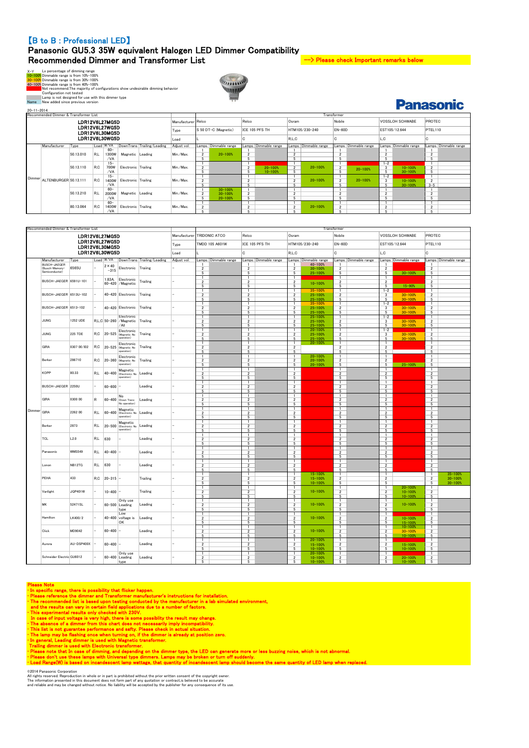# 【B to B : Professional LED】

## Panasonic GU5.3 35W equivalent Halogen LED Dimmer Compatibility

## Recommended Dimmer and Transformer List

--> Please check Important remarks below

X-Y　Lx percentage of dimming range
10-100% Dimmable range is from 10%-100%
30-100% Dimmable range is from 30%-100%
40-100% Dimmable range is from 40%-100%
Not recommend.The majority of configurations show undesirable dimming behavior
Configuration not tested
Lamp is not designed for use with this dimmer type
Name　New added since previous version

Panasonic

20-11-2014

Recommended Dimmer & Transformer List

LDR12V6L27MG5D
LDR12V6L27WG5D
LDR12V6L30MG5D
LDR12V6L30WG5D

| | Manufacturer | Type | Load | W/VA | DownTrans | Trailing/Leading | Adjust vol. | Relco Lamps | Relco Dimmable range | Relco Lamps | Relco Dimmable range | Osram Lamps | Osram Dimmable range | Nobile Lamps | Nobile Dimmable range | VOSSLOH SCHWABE Lamps | VOSSLOH SCHWABE Dimmable range | PROTEC Lamps | PROTEC Dimmable range |
|---|---|---|---|---|---|---|---|---|---|---|---|---|---|---|---|---|---|---|---|
| | | | | | | | Manufacturer | Relco | | Relco | | Osram | | Nobile | | VOSSLOH SCHWABE | | PROTEC | |
| | | | | | | | Type | S 50 DT-C (Magnetic) | | ICE 105 PFS TH | | HTM105/230-240 | | EN-60D | | EST105/12.644 | | PTEL110 | |
| | | | | | | | Load | L | | C | | R,L,C | | C | | L,C | | C | |
| Dimmer | ALTENBURGER | 50.13.010 | R,L | 60-1300W/VA | Magnetic | Leading | Min./Max. | 1 / 2 / 5 | 20-100% | 1 / 2 / 5 | | 1 / 2 / 5 | | 1 / 2 / 5 | | 1 / 2 / 5 | | 1 / 2 / 5 | |
| | | 50.13.110 | R,C | 15-700W/VA | Electronic | Trailing | Min./Max. | 1 / 2 / 5 | | 1 / 2 / 5 | (1) 20-100% / 10-100% | 1 / 2 / 5 | 20-100% | 1 / 2 / 5 | 20-100% | 1-2 / 3 / 5 | 10-100% / 30-100% | 1 / 2 / 5 | |
| | | 50.13.111 | R,C | 15-1400W/VA | Electronic | Trailing | Min./Max. | 1 / 2 / 5 | | 1 / 2 / 5 | | 1 / 2 / 5 | 20-100% | 1 / 2 / 5 | 20-100% | 1-2 / 3 / 5 | 10-100% / 30-100% | 1 / 2 / 3-5 | |
| | | 50.13.210 | R,L | 60-2000W/VA | Magnetic | Leading | Min./Max. | 1 / 2 / 5 | 30-100% / 30-100% / 20-100% | 1 / 2 / 5 | | 1 / 2 / 5 | | 1 / 2 / 5 | | 1 / 2 / 5 | | 1 / 2 / 5 | |
| | | 80.13.064 | R,C | 60-1400W/VA | Electronic | Trailing | Min./Max. | 1 / 2 / 5 | | 1 / 2 / 5 | | 1 / 2 / 5 | 20-100% | 1 / 2 / 5 | | 1 / 2 / 5 | | 1 / 2 / 5 | |

Recommended Dimmer & Transformer List

LDR12V6L27MG5D
LDR12V6L27WG5D
LDR12V6L30MG5D
LDR12V6L30WG5D

| | Manufacturer | Type | Load | W/VA | DownTrans | Trailing/Leading | Adjust vol. | TRIDONIC ATCO Lamps | TRIDONIC ATCO Dimmable range | Relco Lamps | Relco Dimmable range | Osram Lamps | Osram Dimmable range | Nobile Lamps | Nobile Dimmable range | VOSSLOH SCHWABE Lamps | VOSSLOH SCHWABE Dimmable range | PROTEC Lamps | PROTEC Dimmable range |
|---|---|---|---|---|---|---|---|---|---|---|---|---|---|---|---|---|---|---|---|
| | | | | | | | Manufacturer | TRIDONIC ATCO | | Relco | | Osram | | Nobile | | VOSSLOH SCHWABE | | PROTEC | |
| | | | | | | | Type | TMDD 105 A601W | | ICE 105 PFS TH | | HTM105/230-240 | | EN-60D | | EST105/12.644 | | PTEL110 | |
| | | | | | | | Load | L | | C | | R,L,C | | C | | L,C | | C | |
| Dimmer | BUSCH-JAEGER (Busch-Memory-Semiconductor) | 6565U | - | 2×40-315 | Electronic | Trailing | - | 1 / 2 / 5 | | 1 / 2 / 5 | | 1 / 2 / 5 | 40-100% / 30-100% / 25-100% | 1 / 2 / 5 | | 1 / 2 / 5 | 30-100% | 1 / 2 / 5 | |
| | BUSCH-JAEGER | 6591U-101 | - | 1.83A, 60-420 | Electronic /Magnetic | Trailing | - | 1 / 2 / 5 | | 1 / 2 / 5 | | 1 / 2 / 5 | 10-100% | 1 / 2 / 5 | | 1 / 2 / 5 | 15-90% | 1 / 2 / 5 | |
| | BUSCH-JAEGER | 6513U-102 | - | 40-420 | Electronic | Trailing | - | 1 / 2 / 5 | | 1 / 2 / 5 | | 1 / 2 / 5 | 35-100% / 25-100% / 25-100% | 1 / 2 / 5 | | 1-2 / 3 / 5 | 30-100% / 30-100% | 1 / 2 / 5 | |
| | BUSCH-JAEGER | 6513-102 | - | 40-420 | Electronic | Trailing | - | 1 / 2 / 5 | | 1 / 2 / 5 | | 1 / 2 / 5 | 35-100% / 25-100% / 25-100% | 1 / 2 / 5 | | 1-2 / 3 / 5 | 30-100% / 30-100% | 1 / 2 / 5 | |
| | JUNG | 1252 UDE | R,L,C | 50-260 | Electronic /Magnetic /All | Trailing | - | 1 / 2 / 5 | | 1 / 2 / 5 | | 1 / 2 / 5 | 25-100% / 25-100% / 25-100% | 1 / 2 / 5 | | 1-2 / 3 / 5 | 30-100% / 30-100% | 1 / 2 / 5 | |
| | JUNG | 225 TDE | R,C | 20-525 | Electronic (Magnetic: No operation) | Trailing | - | 1 / 2 / 5 | | 1 / 2 / 5 | | 1 / 2 / 5 | 20-100% / 25-100% / 25-100% | 1 / 2 / 5 | | 1-2 / 3 / 5 | 30-100% / 30-100% | 1 / 2 / 5 | |
| | GIRA | 0307 00/I02 | R,C | 20-525 | Electronic (Magnetic: No operation) | Trailing | - | 1 / 2 / 5 | | 1 / 2 / 5 | | 1 / 2 / 5 | 20-100% | 1 / 2 / 5 | | 1 / 2 / 5 | | 1 / 2 / 5 | |
| | Berker | 286710 | R,C | 20-360 | Electronic (Magnetic: No operation) | Trailing | - | 1 / 2 / 5 | | 1 / 2 / 5 | | 1 / 2 / 5 | 20-100% / 20-100% / 20-100% | 1 / 2 / 5 | | 1 / 2 / 5 | 25-100% | 1 / 2 / 5 | |
| | KOPP | 80.33 | R,L | 40-400 | Magnetic (Electronic: No operation) | Leading | - | 1 / 2 / 5 | | 1 / 2 / 5 | | 1 / 2 / 5 | | 1 / 2 / 5 | | 1 / 2 / 5 | | 1 / 2 / 5 | |
| | BUSCH-JAEGER | 2250U | - | 60-600 | - | Leading | - | 1 / 2 / 5 | | 1 / 2 / 5 | | 1 / 2 / 5 | | 1 / 2 / 5 | | 1 / 2 / 5 | | 1 / 2 / 5 | |
| | GIRA | 0300 00 | R | 60-400 | No (Down Trans: No operation) | Leading | - | 1 / 2 / 5 | | 1 / 2 / 5 | | 1 / 2 / 5 | | 1 / 2 / 5 | | 1 / 2 / 5 | | 1 / 2 / 5 | |
| | GIRA | 2262 00 | R,L | 60-400 | Magnetic (Electronic: No operation) | Leading | - | 1 / 2 / 5 | | 1 / 2 / 5 | | 1 / 2 / 5 | | 1 / 2 / 5 | | 1 / 2 / 5 | | 1 / 2 / 5 | |
| | Berker | 2873 | R,L | 20-500 | Magnetic (Electronic: No operation) | Leading | - | 1 / 2 / 5 | | 1 / 2 / 5 | | 1 / 2 / 5 | | 1 / 2 / 5 | | 1 / 2 / 5 | | 1 / 2 / 5 | |
| | TCL | L2.0 | R,L | 630 | - | Leading | - | 1 / 2 / 5 | | 1 / 2 / 5 | | 1 / 2 / 5 | | 1 / 2 / 5 | | 1 / 2 / 5 | | 1 / 2 / 5 | |
| | Panasonic | WMS549 | R,L | 40-400 | - | Leading | - | 1 / 2 / 5 | | 1 / 2 / 5 | | 1 / 2 / 5 | | 1 / 2 / 5 | | 1 / 2 / 5 | | 1 / 2 / 5 | |
| | Lonon | NB12TG | R,L | 630 | - | Leading | - | 1 / 2 / 5 | | 1 / 2 / 5 | | 1 / 2 / 5 | | 1 / 2 / 5 | | 1 / 2 / 5 | | 1 / 2 / 5 | |
| | PEHA | 433 | R,C | 20-315 | - | Trailing | - | 1 / 2 / 5 | | 1 / 2 / 5 | | 1 / 2 / 5 | 15-100% / 15-100% / 10-100% | 1 / 2 / 5 | | 1 / 2 / 5 | | 1 / 2 / 5 | 35-100% / 30-100% / 30-100% |
| | Varilight | JQP401W | - | 10-400 | - | Trailing | - | 1 / 2 / 5 | | 1 / 2 / 5 | | 1 / 2 / 5 | 10-100% | 1 / 2 / 5 | | 1 / 2 / 5 | 20-100% / 10-100% / 10-100% | 1 / 2 / 5 | |
| | MK | 52471SL | - | 60-500 | Only use Leading type | Leading | - | 1 / 2 / 5 | | 1 / 2 / 5 | | 1 / 2 / 5 | 10-100% | 1 / 2 / 5 | | 1 / 2 / 5 | 10-100% | 1 / 2 / 5 | |
| | Hamilton | LK400/2 | - | 40-400 | Low voltage is OK | Leading | - | 1 / 2 / 5 | | 1 / 2 / 5 | | 1 / 2 / 5 | 10-100% | 1 / 2 / 5 | | 1 / 2 / 5 | 10-100% / 15-100% | 1 / 2 / 5 | |
| | Click | MD9042 | - | 60-400 | - | Leading | - | 1 / 2 / 5 | | 1 / 2 / 5 | | 1 / 2 / 5 | 10-100% | 1 / 2 / 5 | | 1 / 2 / 5 | 10-100% / 30-100% / 10-100% | 1 / 2 / 5 | |
| | Aurora | AU-DSP400X | - | 60-400 | - | Leading | - | 1 / 2 / 5 | | 1 / 2 / 5 | | 1 / 2 / 5 | 20-100% / 15-100% / 10-100% | 1 / 2 / 5 | | 1 / 2 / 5 | 15-100% / 10-100% | 1 / 2 / 5 | |
| | Schneider Electric | GU6012 | - | 60-400 | Only use Leading type | Leading | - | 1 / 2 / 5 | | 1 / 2 / 5 | | 1 / 2 / 5 | 20-100% / 10-100% / 10-100% | 1 / 2 / 5 | | 1 / 2 / 5 | 20-100% / 10-100% | 1 / 2 / 5 | |

Please Note

- In specific range, there is possibility that flicker happen.
- Please reference the dimmer and Transformer manufacturer's instructions for installation.
- The recommended list is based upon testing conducted by the manufacturer in a lab simulated environment, and the results can vary in certain field applications due to a number of factors.
- This experimental results only checked with 230V. In case of input voltage is very high, there is some possiblity the result may change.
- The absence of a dimmer from this chart does not necessarily imply incompatibility.
- This list is not guarantee performance and safty. Please check in actual situation.
- The lamp may be flashing once when turning on, if the dimmer is already at position zero.
- In general, Leading dimmer is used with Magnetic transformer. Trailing dimmer is used with Electronic transformer.
- Please note that in case of dimming, and depending on the dimmer type, the LED can generate more or less buzzing noise, which is not abnormal.
- Please don't use these lamps with Universal type dimmers. Lamps may be broken or turn off suddenly.
- Load Range(W) is based on incandescent lamp wattage, that quantity of incandescent lamp should become the same quantity of LED lamp when replaced.

©2014 Panasonic Corporation
All rights reserved. Reproduction in whole or in part is prohibited without the prior written consent of the copyright owner.
The information presented in this document does not form part of any quotation or contract,is believed to be accurate and reliable and may be changed without notice. No liability will be accepted by the publisher for any consequence of its use.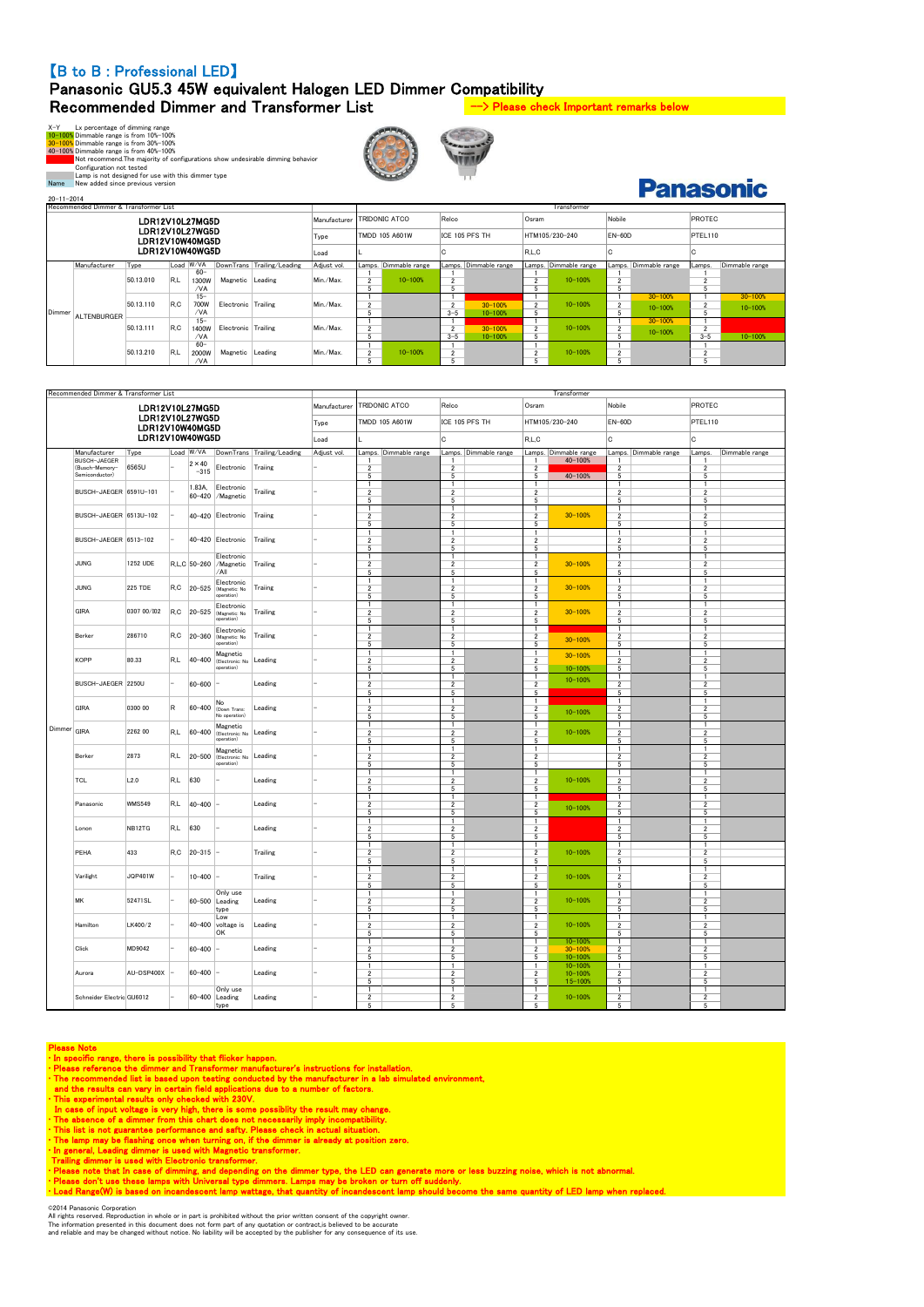# 【B to B : Professional LED】

## Panasonic GU5.3 45W equivalent Halogen LED Dimmer Compatibility

## Recommended Dimmer and Transformer List

---> Please check Important remarks below

X-Y　Lx percentage of dimming range
10-100% Dimmable range is from 10%-100%
30-100% Dimmable range is from 30%-100%
40-100% Dimmable range is from 40%-100%
Not recommend.The majority of configurations show undesirable dimming behavior
Configuration not tested
Lamp is not designed for use with this dimmer type
Name　New added since previous version

**Panasonic**

20-11-2014

Recommended Dimmer & Transformer List

LDR12V10L27MG5D / LDR12V10L27WG5D / LDR12V10W40MG5D / LDR12V10W40WG5D

| | Manufacturer | Type | Load | W/VA | DownTrans | Trailing/Leading | Adjust vol. | TRIDONIC ATCO TMDD 105 A601W (L) Lamps | Dimmable range | Relco ICE 105 PFS TH (C) Lamps | Dimmable range | Osram HTM105/230-240 (R,L,C) Lamps | Dimmable range | Nobile EN-60D (C) Lamps | Dimmable range | PROTEC PTEL110 (C) Lamps | Dimmable range |
|---|---|---|---|---|---|---|---|---|---|---|---|---|---|---|---|---|---|
| Dimmer | ALTENBURGER | 50.13.010 | R,L | 60-1300W/VA | Magnetic | Leading | Min./Max. | 1 / 2 / 5 | 10-100% | 1 / 2 / 5 | | 1 / 2 / 5 | 10-100% | 1 / 2 / 5 | | 1 / 2 / 5 | |
| | ALTENBURGER | 50.13.110 | R,C | 15-700W/VA | Electronic | Trailing | Min./Max. | 1 / 2 / 5 | | 1 / 2 / 3-5 | Not recommend / 30-100% / 10-100% | 1 / 2 / 5 | 10-100% | 1 / 2 / 5 | 30-100% / 10-100% | 1 / 2 / 5 | 30-100% / 10-100% |
| | ALTENBURGER | 50.13.111 | R,C | 15-1400W/VA | Electronic | Trailing | Min./Max. | 1 / 2 / 5 | | 1 / 2 / 3-5 | Not recommend / 30-100% / 10-100% | 1 / 2 / 5 | 10-100% | 1 / 2 / 5 | 30-100% / 10-100% | 1 / 2 / 3-5 | Not recommend / 10-100% |
| | ALTENBURGER | 50.13.210 | R,L | 60-2000W/VA | Magnetic | Leading | Min./Max. | 1 / 2 / 5 | 10-100% | 1 / 2 / 5 | | 1 / 2 / 5 | 10-100% | 1 / 2 / 5 | | 1 / 2 / 5 | |

Recommended Dimmer & Transformer List

LDR12V10L27MG5D / LDR12V10L27WG5D / LDR12V10W40MG5D / LDR12V10W40WG5D

| | Manufacturer | Type | Load | W/VA | DownTrans | Trailing/Leading | Adjust vol. | TRIDONIC ATCO TMDD 105 A601W (L) Lamps | Dimmable range | Relco ICE 105 PFS TH (C) Lamps | Dimmable range | Osram HTM105/230-240 (R,L,C) Lamps | Dimmable range | Nobile EN-60D (C) Lamps | Dimmable range | PROTEC PTEL110 (C) Lamps | Dimmable range |
|---|---|---|---|---|---|---|---|---|---|---|---|---|---|---|---|---|---|
| Dimmer | BUSCH-JAEGER (Busch-Memory-Semiconductor) | 6565U | – | 2×40-315 | Electronic | Trailing | – | 1 / 2 / 5 | | 1 / 2 / 5 | | 1 / 2 / 5 | 40-100% / Not recommend / 40-100% | 1 / 2 / 5 | | 1 / 2 / 5 | |
| | BUSCH-JAEGER | 6591U-101 | – | 1.83A, 60-420 | Electronic /Magnetic | Trailing | – | 1 / 2 / 5 | | 1 / 2 / 5 | | 1 / 2 / 5 | | 1 / 2 / 5 | | 1 / 2 / 5 | |
| | BUSCH-JAEGER | 6513U-102 | – | 40-420 | Electronic | Trailing | – | 1 / 2 / 5 | | 1 / 2 / 5 | | 1 / 2 / 5 | 30-100% | 1 / 2 / 5 | | 1 / 2 / 5 | |
| | BUSCH-JAEGER | 6513-102 | – | 40-420 | Electronic | Trailing | – | 1 / 2 / 5 | | 1 / 2 / 5 | | 1 / 2 / 5 | | 1 / 2 / 5 | | 1 / 2 / 5 | |
| | JUNG | 1252 UDE | R,L,C | 50-260 | Electronic /Magnetic /All | Trailing | – | 1 / 2 / 5 | | 1 / 2 / 5 | | 1 / 2 / 5 | 30-100% | 1 / 2 / 5 | | 1 / 2 / 5 | |
| | JUNG | 225 TDE | R,C | 20-525 | Electronic (Magnetic: No operation) | Trailing | – | 1 / 2 / 5 | | 1 / 2 / 5 | | 1 / 2 / 5 | 30-100% | 1 / 2 / 5 | | 1 / 2 / 5 | |
| | GIRA | 0307 00/I02 | R,C | 20-525 | Electronic (Magnetic: No operation) | Trailing | – | 1 / 2 / 5 | | 1 / 2 / 5 | | 1 / 2 / 5 | 30-100% | 1 / 2 / 5 | | 1 / 2 / 5 | |
| | Berker | 286710 | R,C | 20-360 | Electronic (Magnetic: No operation) | Trailing | – | 1 / 2 / 5 | | 1 / 2 / 5 | | 1 / 2 / 5 | Not recommend / 30-100% | 1 / 2 / 5 | | 1 / 2 / 5 | |
| | KOPP | 80.33 | R,L | 40-400 | Magnetic (Electronic: No operation) | Leading | – | 1 / 2 / 5 | | 1 / 2 / 5 | | 1 / 2 / 5 | 30-100% / 10-100% | 1 / 2 / 5 | | 1 / 2 / 5 | |
| | BUSCH-JAEGER | 2250U | – | 60-600 | – | Leading | – | 1 / 2 / 5 | | 1 / 2 / 5 | | 1 / 2 / 5 | 10-100% / Not recommend | 1 / 2 / 5 | | 1 / 2 / 5 | |
| | GIRA | 0300 00 | R | 60-400 | No (Down Trans: No operation) | Leading | – | 1 / 2 / 5 | | 1 / 2 / 5 | | 1 / 2 / 5 | Not recommend / 10-100% | 1 / 2 / 5 | | 1 / 2 / 5 | |
| | GIRA | 2262 00 | R,L | 60-400 | Magnetic (Electronic: No operation) | Leading | – | 1 / 2 / 5 | | 1 / 2 / 5 | | 1 / 2 / 5 | 10-100% | 1 / 2 / 5 | | 1 / 2 / 5 | |
| | Berker | 2873 | R,L | 20-500 | Magnetic (Electronic: No operation) | Leading | – | 1 / 2 / 5 | | 1 / 2 / 5 | | 1 / 2 / 5 | | 1 / 2 / 5 | | 1 / 2 / 5 | |
| | TCL | L2.0 | R,L | 630 | | Leading | – | 1 / 2 / 5 | | 1 / 2 / 5 | | 1 / 2 / 5 | 10-100% | 1 / 2 / 5 | | 1 / 2 / 5 | |
| | Panasonic | WMS549 | R,L | 40-400 | – | Leading | – | 1 / 2 / 5 | | 1 / 2 / 5 | | 1 / 2 / 5 | Not recommend / 10-100% | 1 / 2 / 5 | | 1 / 2 / 5 | |
| | Lonon | NB12TG | R,L | 630 | – | Leading | – | 1 / 2 / 5 | | 1 / 2 / 5 | | 1 / 2 / 5 | Not recommend | 1 / 2 / 5 | | 1 / 2 / 5 | |
| | PEHA | 433 | R,C | 20-315 | – | Trailing | – | 1 / 2 / 5 | | 1 / 2 / 5 | | 1 / 2 / 5 | 10-100% | 1 / 2 / 5 | | 1 / 2 / 5 | |
| | Varilight | JQP401W | – | 10-400 | – | Trailing | – | 1 / 2 / 5 | | 1 / 2 / 5 | | 1 / 2 / 5 | 10-100% | 1 / 2 / 5 | | 1 / 2 / 5 | |
| | MK | 52471SL | – | 60-500 | Only use Leading type | Leading | – | 1 / 2 / 5 | | 1 / 2 / 5 | | 1 / 2 / 5 | 10-100% | 1 / 2 / 5 | | 1 / 2 / 5 | |
| | Hamilton | LK400/2 | – | 40-400 | Low voltage is OK | Leading | – | 1 / 2 / 5 | | 1 / 2 / 5 | | 1 / 2 / 5 | 10-100% | 1 / 2 / 5 | | 1 / 2 / 5 | |
| | Click | MD9042 | – | 60-400 | – | Leading | – | 1 / 2 / 5 | | 1 / 2 / 5 | | 1 / 2 / 5 | 10-100% / 30-100% / 10-100% | 1 / 2 / 5 | | 1 / 2 / 5 | |
| | Aurora | AU-DSP400X | – | 60-400 | – | Leading | – | 1 / 2 / 5 | | 1 / 2 / 5 | | 1 / 2 / 5 | 10-100% / 10-100% / 15-100% | 1 / 2 / 5 | | 1 / 2 / 5 | |
| | Schneider Electric | GU6012 | – | 60-400 | Only use Leading type | Leading | – | 1 / 2 / 5 | | 1 / 2 / 5 | | 1 / 2 / 5 | 10-100% | 1 / 2 / 5 | | 1 / 2 / 5 | |

**Please Note**

- In specific range, there is possibility that flicker happen.
- Please reference the dimmer and Transformer manufacturer's instructions for installation.
- The recommended list is based upon testing conducted by the manufacturer in a lab simulated environment, and the results can vary in certain field applications due to a number of factors.
- This experimental results only checked with 230V.
  In case of input voltage is very high, there is some possiblity the result may change.
- The absence of a dimmer from this chart does not necessarily imply incompatibility.
- This list is not guarantee performance and safty. Please check in actual situation.
- The lamp may be flashing once when turning on, if the dimmer is already at position zero.
- In general, Leading dimmer is used with Magnetic transformer.
  Trailing dimmer is used with Electronic transformer.
- Please note that in case of dimming, and depending on the dimmer type, the LED can generate more or less buzzing noise, which is not abnormal.
- Please don't use these lamps with Universal type dimmers. Lamps may be broken or turn off suddenly.
- Load Range(W) is based on incandescent lamp wattage, that quantity of incandescent lamp should become the same quantity of LED lamp when replaced.

©2014 Panasonic Corporation
All rights reserved. Reproduction in whole or in part is prohibited without the prior written consent of the copyright owner.
The information presented in this document does not form part of any quotation or contract,is believed to be accurate and reliable and may be changed without notice. No liability will be accepted by the publisher for any consequence of its use.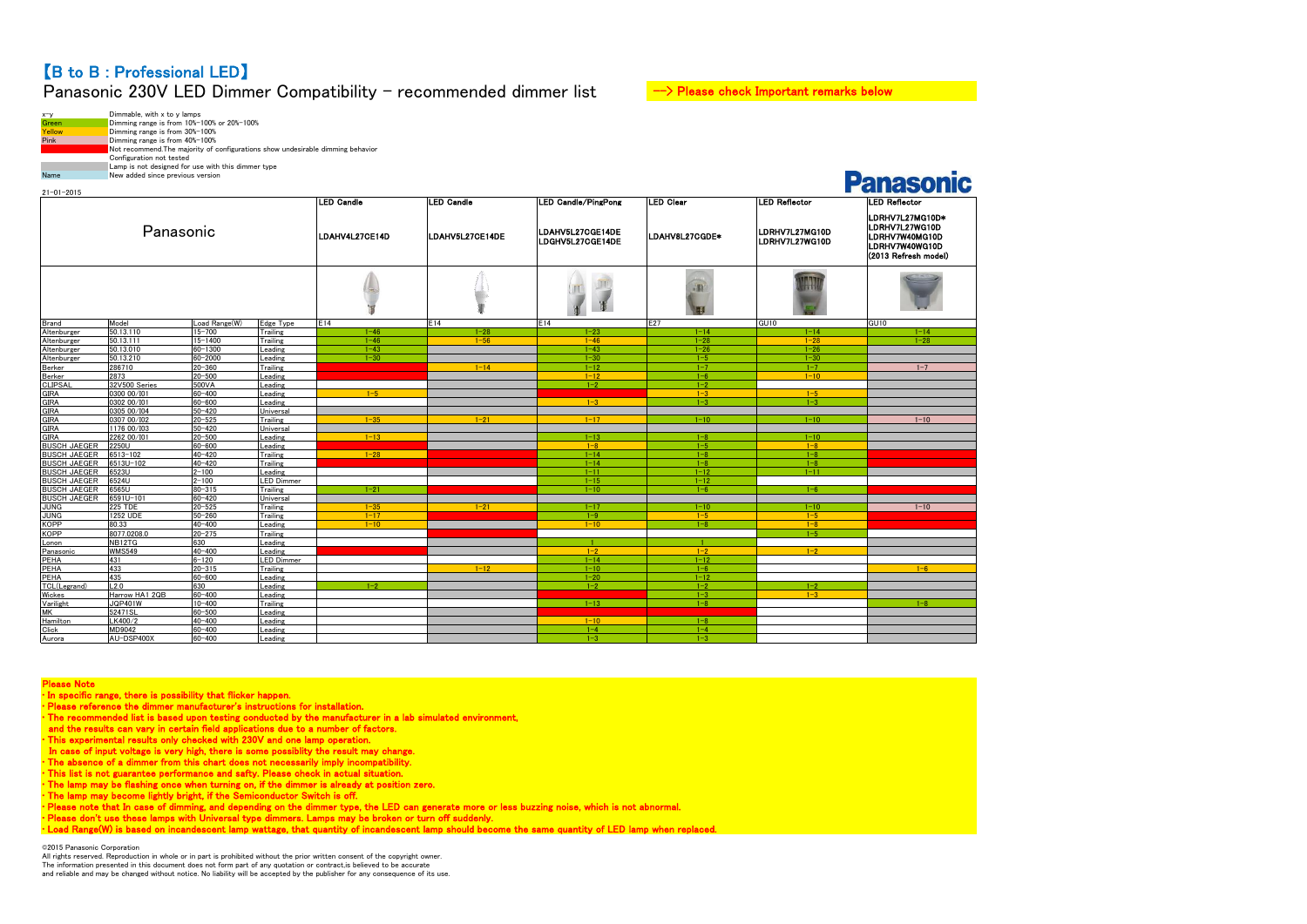# 【B to B : Professional LED】

## Panasonic 230V LED Dimmer Compatibility – recommended dimmer list

—> Please check Important remarks below

| | |
|---|---|
| x-y | Dimmable, with x to y lamps |
| Green | Dimming range is from 10%-100% or 20%-100% |
| Yellow | Dimming range is from 30%-100% |
| Pink | Dimming range is from 40%-100% |
| (Red) | Not recommend.The majority of configurations show undesirable dimming behavior |
| (White) | Configuration not tested |
| (Grey) | Lamp is not designed for use with this dimmer type |
| Name | New added since previous version |

Panasonic

21-01-2015

| Panasonic | | | | LED Candle | LED Candle | LED Candle/PingPong | LED Clear | LED Reflector | LED Reflector |
|---|---|---|---|---|---|---|---|---|---|
| | | | | LDAHV4L27CE14D | LDAHV5L27CE14DE | LDAHV5L27CGE14DE LDGHV5L27CGE14DE | LDAHV8L27CGDE* | LDRHV7L27MG10D LDRHV7L27WG10D | LDRHV7L27MG10D* LDRHV7L27WG10D LDRHV7W40MG10D LDRHV7W40WG10D (2013 Refresh model) |
| Brand | Model | Load Range(W) | Edge Type | E14 | E14 | E14 | E27 | GU10 | GU10 |
| Altenburger | 50.13.110 | 15-700 | Trailing | 1-46 | 1-28 | 1-23 | 1-14 | 1-14 | 1-14 |
| Altenburger | 50.13.111 | 15-1400 | Trailing | 1-46 | 1-56 | 1-46 | 1-28 | 1-28 | 1-28 |
| Altenburger | 50.13.010 | 60-1300 | Leading | 1-43 | | 1-43 | 1-26 | 1-26 | |
| Altenburger | 50.13.210 | 60-2000 | Leading | 1-30 | | 1-30 | 1-5 | 1-30 | |
| Berker | 286710 | 20-360 | Trailing | | 1-14 | 1-12 | 1-7 | 1-7 | 1-7 |
| Berker | 2873 | 20-500 | Leading | | | 1-12 | 1-6 | 1-10 | |
| CLIPSAL | 32V500 Series | 500VA | Leading | | | 1-2 | 1-2 | | |
| GIRA | 0300 00/I01 | 60-400 | Leading | 1-5 | | | 1-3 | 1-5 | |
| GIRA | 0302 00/I01 | 60-600 | Leading | | | 1-3 | 1-3 | 1-3 | |
| GIRA | 0305 00/I04 | 50-420 | Universal | | | | | | |
| GIRA | 0307 00/I02 | 20-525 | Trailing | 1-35 | 1-21 | 1-17 | 1-10 | 1-10 | 1-10 |
| GIRA | 1176 00/I03 | 50-420 | Universal | | | | | | |
| GIRA | 2262 00/I01 | 20-500 | Leading | 1-13 | | 1-13 | 1-8 | 1-10 | |
| BUSCH JAEGER | 2250U | 60-600 | Leading | | | 1-8 | 1-5 | 1-8 | |
| BUSCH JAEGER | 6513-102 | 40-420 | Trailing | 1-28 | | 1-14 | 1-8 | 1-8 | |
| BUSCH JAEGER | 6513U-102 | 40-420 | Trailing | | | 1-14 | 1-8 | 1-8 | |
| BUSCH JAEGER | 6523U | 2-100 | Leading | | | 1-11 | 1-12 | 1-11 | |
| BUSCH JAEGER | 6524U | 2-100 | LED Dimmer | | | 1-15 | 1-12 | | |
| BUSCH JAEGER | 6565U | 80-315 | Trailing | 1-21 | | 1-10 | 1-6 | 1-6 | |
| BUSCH JAEGER | 6591U-101 | 60-420 | Universal | | | | | | |
| JUNG | 225 TDE | 20-525 | Trailing | 1-35 | 1-21 | 1-17 | 1-10 | 1-10 | 1-10 |
| JUNG | 1252 UDE | 50-260 | Trailing | 1-17 | | 1-9 | 1-5 | 1-5 | |
| KOPP | 80.33 | 40-400 | Leading | 1-10 | | 1-10 | 1-8 | 1-8 | |
| KOPP | 8077.0208.0 | 20-275 | Trailing | | | | | 1-5 | |
| Lonon | NB12TG | 630 | Leading | | | 1 | 1 | | |
| Panasonic | WMS549 | 40-400 | Leading | | | 1-2 | 1-2 | 1-2 | |
| PEHA | 431 | 6-120 | LED Dimmer | | | 1-14 | 1-12 | | |
| PEHA | 433 | 20-315 | Trailing | | 1-12 | 1-10 | 1-6 | | 1-6 |
| PEHA | 435 | 60-600 | Leading | | | 1-20 | 1-12 | | |
| TCL(Legrand) | L2.0 | 630 | Leading | 1-2 | | 1-2 | 1-2 | 1-2 | |
| Wickes | Harrow HA1 2QB | 60-400 | Leading | | | | 1-3 | 1-3 | |
| Varilight | JQP401W | 10-400 | Trailing | | | 1-13 | 1-8 | | 1-8 |
| MK | 52471SL | 60-500 | Leading | | | | | | |
| Hamilton | LK400/2 | 40-400 | Leading | | | 1-10 | 1-8 | | |
| Click | MD9042 | 60-400 | Leading | | | 1-4 | 1-4 | | |
| Aurora | AU-DSP400X | 60-400 | Leading | | | 1-3 | 1-3 | | |

**Please Note**

- In specific range, there is possibility that flicker happen.
- Please reference the dimmer manufacturer's instructions for installation.
- The recommended list is based upon testing conducted by the manufacturer in a lab simulated environment, and the results can vary in certain field applications due to a number of factors.
- This experimental results only checked with 230V and one lamp operation. In case of input voltage is very high, there is some possiblity the result may change.
- The absence of a dimmer from this chart does not necessarily imply incompatibility.
- This list is not guarantee performance and safty. Please check in actual situation.
- The lamp may be flashing once when turning on, if the dimmer is already at position zero.
- The lamp may become lightly bright, if the Semiconductor Switch is off.
- Please note that In case of dimming, and depending on the dimmer type, the LED can generate more or less buzzing noise, which is not abnormal.
- Please don't use these lamps with Universal type dimmers. Lamps may be broken or turn off suddenly.
- Load Range(W) is based on incandescent lamp wattage, that quantity of incandescent lamp should become the same quantity of LED lamp when replaced.

©2015 Panasonic Corporation
All rights reserved. Reproduction in whole or in part is prohibited without the prior written consent of the copyright owner.
The information presented in this document does not form part of any quotation or contract,is believed to be accurate
and reliable and may be changed without notice. No liability will be accepted by the publisher for any consequence of its use.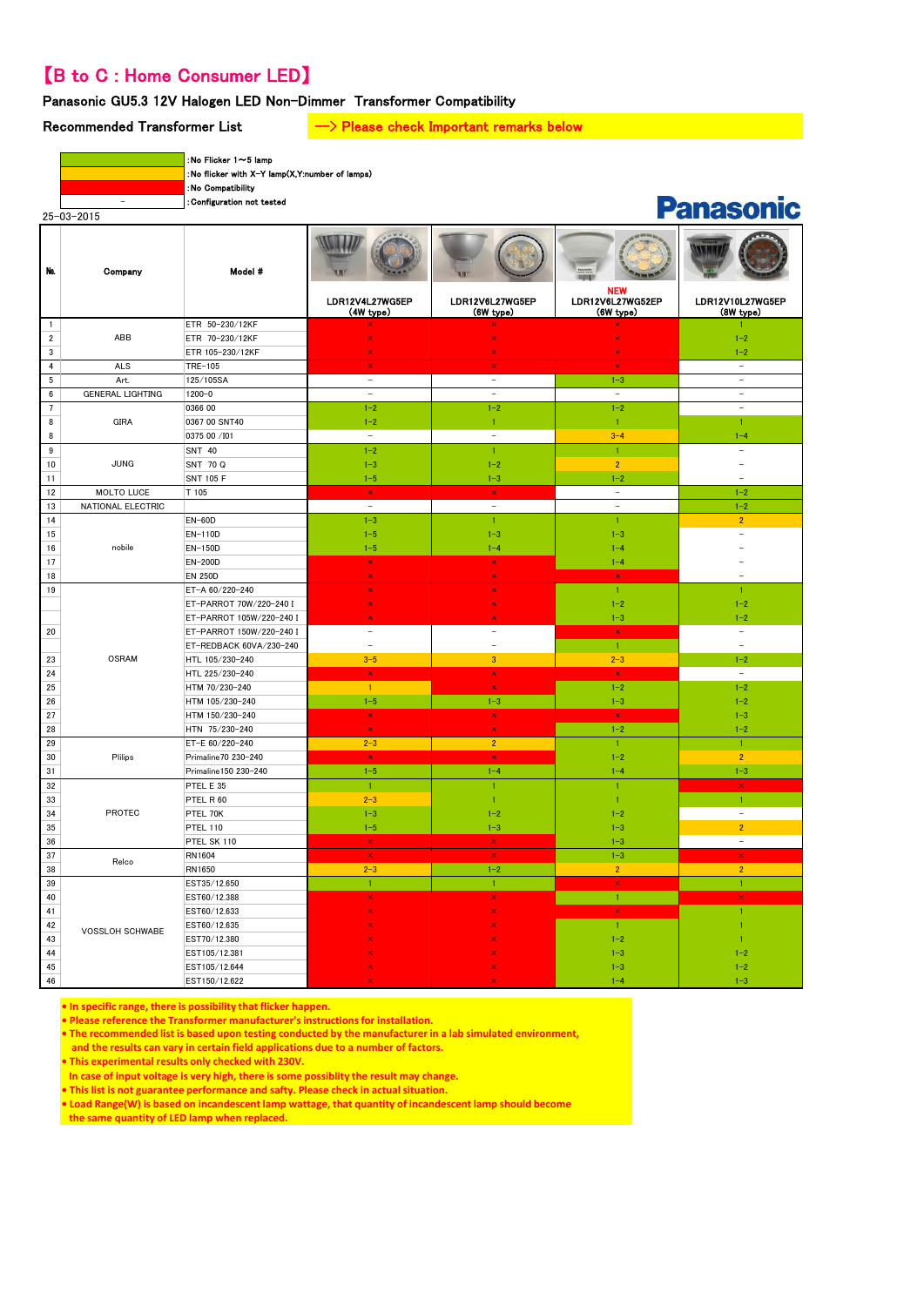# 【B to C : Home Consumer LED】

## Panasonic GU5.3 12V Halogen LED Non-Dimmer Transformer Compatibility

**Recommended Transformer List** —> Please check Important remarks below

| Color | Meaning |
|---|---|
| (green) | :No Flicker 1〜5 lamp |
| (orange) | :No flicker with X-Y lamp(X,Y:number of lamps) |
| (red) | :No Compatibility |
| – | :Configuration not tested |

25-03-2015

Panasonic

| No. | Company | Model # | LDR12V4L27WG5EP (4W type) | LDR12V6L27WG5EP (6W type) | NEW LDR12V6L27WG52EP (6W type) | LDR12V10L27WG5EP (8W type) |
|---|---|---|---|---|---|---|
| 1 | ABB | ETR 50-230/12KF | × | × | × | 1 |
| 2 | | ETR 70-230/12KF | × | × | × | 1-2 |
| 3 | | ETR 105-230/12KF | × | × | × | 1-2 |
| 4 | ALS | TRE-105 | × | × | × | – |
| 5 | Art. | 125/105SA | – | – | 1-3 | – |
| 6 | GENERAL LIGHTING | 1200-0 | – | – | – | – |
| 7 | GIRA | 0366 00 | 1-2 | 1-2 | 1-2 | – |
| 8 | | 0367 00 SNT40 | 1-2 | 1 | 1 | 1 |
| 8 | | 0375 00 /I01 | – | – | 3-4 | 1-4 |
| 9 | JUNG | SNT 40 | 1-2 | 1 | 1 | – |
| 10 | | SNT 70 Q | 1-3 | 1-2 | 2 | – |
| 11 | | SNT 105 F | 1-5 | 1-3 | 1-2 | – |
| 12 | MOLTO LUCE | T 105 | × | × | – | 1-2 |
| 13 | NATIONAL ELECTRIC | | – | – | – | 1-2 |
| 14 | nobile | EN-60D | 1-3 | 1 | 1 | 2 |
| 15 | | EN-110D | 1-5 | 1-3 | 1-3 | – |
| 16 | | EN-150D | 1-5 | 1-4 | 1-4 | – |
| 17 | | EN-200D | × | × | 1-4 | – |
| 18 | | EN 250D | × | × | × | – |
| 19 | OSRAM | ET-A 60/220-240 | × | × | 1 | 1 |
| | | ET-PARROT 70W/220-240 I | × | × | 1-2 | 1-2 |
| | | ET-PARROT 105W/220-240 I | × | × | 1-3 | 1-2 |
| 20 | | ET-PARROT 150W/220-240 I | – | – | × | – |
| | | ET-REDBACK 60VA/230-240 | – | – | 1 | – |
| 23 | | HTL 105/230-240 | 3-5 | 3 | 2-3 | 1-2 |
| 24 | | HTL 225/230-240 | × | × | × | – |
| 25 | | HTM 70/230-240 | 1 | × | 1-2 | 1-2 |
| 26 | | HTM 105/230-240 | 1-5 | 1-3 | 1-3 | 1-2 |
| 27 | | HTM 150/230-240 | × | × | × | 1-3 |
| 28 | | HTN 75/230-240 | × | × | 1-2 | 1-2 |
| 29 | Pilips | ET-E 60/220-240 | 2-3 | 2 | 1 | 1 |
| 30 | | Primaline70 230-240 | × | × | 1-2 | 2 |
| 31 | | Primaline150 230-240 | 1-5 | 1-4 | 1-4 | 1-3 |
| 32 | PROTEC | PTEL E 35 | 1 | 1 | 1 | × |
| 33 | | PTEL R 60 | 2-3 | 1 | 1 | 1 |
| 34 | | PTEL 70K | 1-3 | 1-2 | 1-2 | – |
| 35 | | PTEL 110 | 1-5 | 1-3 | 1-3 | 2 |
| 36 | | PTEL SK 110 | × | × | 1-3 | – |
| 37 | Relco | RN1604 | × | × | 1-3 | × |
| 38 | | RN1650 | 2-3 | 1-2 | 2 | 2 |
| 39 | VOSSLOH SCHWABE | EST35/12.650 | 1 | 1 | × | 1 |
| 40 | | EST60/12.388 | × | × | 1 | × |
| 41 | | EST60/12.633 | × | × | × | 1 |
| 42 | | EST60/12.635 | × | × | 1 | 1 |
| 43 | | EST70/12.380 | × | × | 1-2 | 1 |
| 44 | | EST105/12.381 | × | × | 1-3 | 1-2 |
| 45 | | EST105/12.644 | × | × | 1-3 | 1-2 |
| 46 | | EST150/12.622 | × | × | 1-4 | 1-3 |

- In specific range, there is possibility that flicker happen.
- Please reference the Transformer manufacturer's instructions for installation.
- The recommended list is based upon testing conducted by the manufacturer in a lab simulated environment, and the results can vary in certain field applications due to a number of factors.
- This experimental results only checked with 230V. In case of input voltage is very high, there is some possiblity the result may change.
- This list is not guarantee performance and safty. Please check in actual situation.
- Load Range(W) is based on incandescent lamp wattage, that quantity of incandescent lamp should become the same quantity of LED lamp when replaced.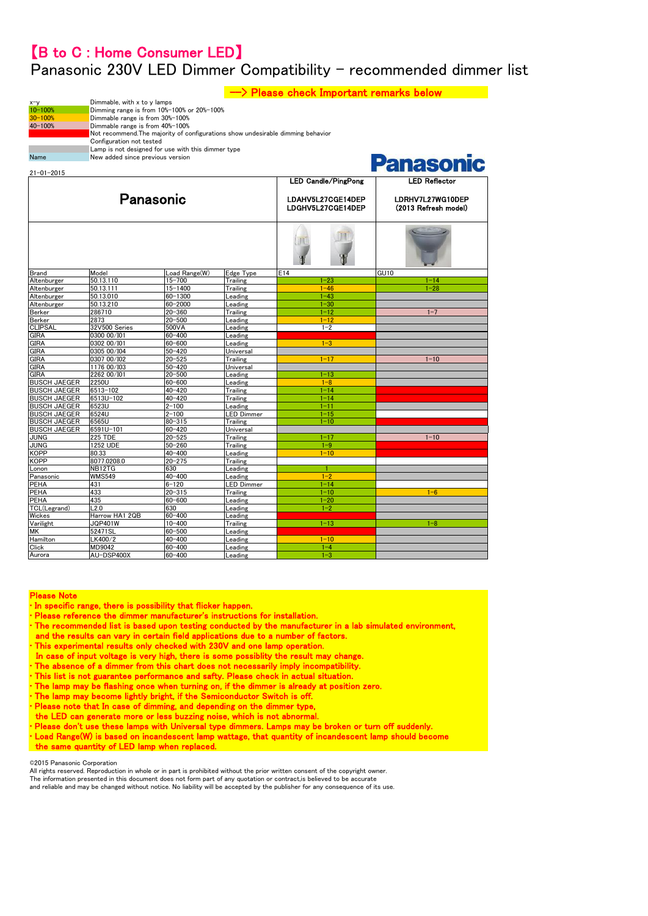# 【B to C : Home Consumer LED】

## Panasonic 230V LED Dimmer Compatibility – recommended dimmer list

—> Please check Important remarks below

| | |
|---|---|
| x-y | Dimmable, with x to y lamps |
| 10-100% | Dimming range is from 10%-100% or 20%-100% |
| 30-100% | Dimmable range is from 30%-100% |
| 40-100% | Dimmable range is from 40%-100% |
| | Not recommend.The majority of configurations show undesirable dimming behavior |
| | Configuration not tested |
| | Lamp is not designed for use with this dimmer type |
| Name | New added since previous version |

Panasonic

21-01-2015

| Panasonic | | | | LED Candle/PingPong<br>LDAHV5L27CGE14DEP<br>LDGHV5L27CGE14DEP | LED Reflector<br>LDRHV7L27WG10DEP<br>(2013 Refresh model) |
|---|---|---|---|---|---|
| Brand | Model | Load Range(W) | Edge Type | E14 | GU10 |
| Altenburger | 50.13.110 | 15-700 | Trailing | 1-23 | 1-14 |
| Altenburger | 50.13.111 | 15-1400 | Trailing | 1-46 | 1-28 |
| Altenburger | 50.13.010 | 60-1300 | Leading | 1-43 | |
| Altenburger | 50.13.210 | 60-2000 | Leading | 1-30 | |
| Berker | 286710 | 20-360 | Trailing | 1-12 | 1-7 |
| Berker | 2873 | 20-500 | Leading | 1-12 | |
| CLIPSAL | 32V500 Series | 500VA | Leading | 1-2 | |
| GIRA | 0300 00/I01 | 60-400 | Leading | | |
| GIRA | 0302 00/I01 | 60-600 | Leading | 1-3 | |
| GIRA | 0305 00/I04 | 50-420 | Universal | | |
| GIRA | 0307 00/I02 | 20-525 | Trailing | 1-17 | 1-10 |
| GIRA | 1176 00/I03 | 50-420 | Universal | | |
| GIRA | 2262 00/I01 | 20-500 | Leading | 1-13 | |
| BUSCH JAEGER | 2250U | 60-600 | Leading | 1-8 | |
| BUSCH JAEGER | 6513-102 | 40-420 | Trailing | 1-14 | |
| BUSCH JAEGER | 6513U-102 | 40-420 | Trailing | 1-14 | |
| BUSCH JAEGER | 6523U | 2-100 | Leading | 1-11 | |
| BUSCH JAEGER | 6524U | 2-100 | LED Dimmer | 1-15 | |
| BUSCH JAEGER | 6565U | 80-315 | Trailing | 1-10 | |
| BUSCH JAEGER | 6591U-101 | 60-420 | Universal | | |
| JUNG | 225 TDE | 20-525 | Trailing | 1-17 | 1-10 |
| JUNG | 1252 UDE | 50-260 | Trailing | 1-9 | |
| KOPP | 80.33 | 40-400 | Leading | 1-10 | |
| KOPP | 8077.0208.0 | 20-275 | Trailing | | |
| Lonon | NB12TG | 630 | Leading | 1 | |
| Panasonic | WMS549 | 40-400 | Leading | 1-2 | |
| PEHA | 431 | 6-120 | LED Dimmer | 1-14 | |
| PEHA | 433 | 20-315 | Trailing | 1-10 | 1-6 |
| PEHA | 435 | 60-600 | Leading | 1-20 | |
| TCL(Legrand) | L2.0 | 630 | Leading | 1-2 | |
| Wickes | Harrow HA1 2QB | 60-400 | Leading | | |
| Varilight | JQP401W | 10-400 | Trailing | 1-13 | 1-8 |
| MK | 52471SL | 60-500 | Leading | | |
| Hamilton | LK400/2 | 40-400 | Leading | 1-10 | |
| Click | MD9042 | 60-400 | Leading | 1-4 | |
| Aurora | AU-DSP400X | 60-400 | Leading | 1-3 | |

**Please Note**

- In specific range, there is possibility that flicker happen.
- Please reference the dimmer manufacturer's instructions for installation.
- The recommended list is based upon testing conducted by the manufacturer in a lab simulated environment, and the results can vary in certain field applications due to a number of factors.
- This experimental results only checked with 230V and one lamp operation. In case of input voltage is very high, there is some possiblity the result may change.
- The absence of a dimmer from this chart does not necessarily imply incompatibility.
- This list is not guarantee performance and safty. Please check in actual situation.
- The lamp may be flashing once when turning on, if the dimmer is already at position zero.
- The lamp may become lightly bright, if the Semiconductor Switch is off.
- Please note that In case of dimming, and depending on the dimmer type, the LED can generate more or less buzzing noise, which is not abnormal.
- Please don't use these lamps with Universal type dimmers. Lamps may be broken or turn off suddenly.
- Load Range(W) is based on incandescent lamp wattage, that quantity of incandescent lamp should become the same quantity of LED lamp when replaced.

©2015 Panasonic Corporation
All rights reserved. Reproduction in whole or in part is prohibited without the prior written consent of the copyright owner.
The information presented in this document does not form part of any quotation or contract,is believed to be accurate
and reliable and may be changed without notice. No liability will be accepted by the publisher for any consequence of its use.